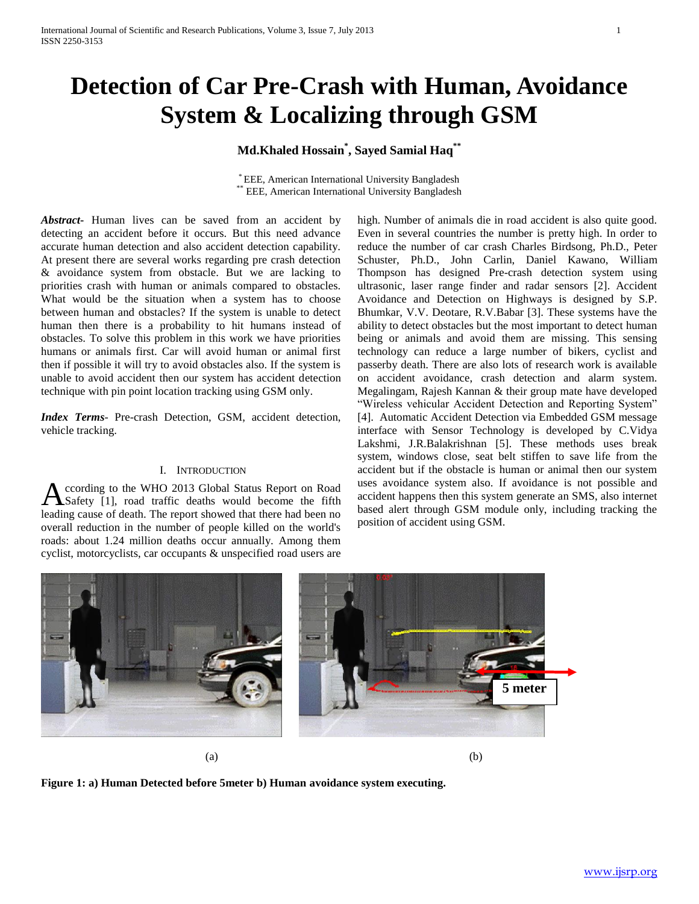# Detection of Car Pre-Crash with Human, Avoidance System & Localizing through GSM

**Md.Khaled Hossain*, Sayed Samial Haq****

\* EEE, American International University Bangladesh
\*\* EEE, American International University Bangladesh

***Abstract-*** Human lives can be saved from an accident by detecting an accident before it occurs. But this need advance accurate human detection and also accident detection capability. At present there are several works regarding pre crash detection & avoidance system from obstacle. But we are lacking to priorities crash with human or animals compared to obstacles. What would be the situation when a system has to choose between human and obstacles? If the system is unable to detect human then there is a probability to hit humans instead of obstacles. To solve this problem in this work we have priorities humans or animals first. Car will avoid human or animal first then if possible it will try to avoid obstacles also. If the system is unable to avoid accident then our system has accident detection technique with pin point location tracking using GSM only.

***Index Terms*-** Pre-crash Detection, GSM, accident detection, vehicle tracking.

## I. Introduction

According to the WHO 2013 Global Status Report on Road Safety [1], road traffic deaths would become the fifth leading cause of death. The report showed that there had been no overall reduction in the number of people killed on the world's roads: about 1.24 million deaths occur annually. Among them cyclist, motorcyclists, car occupants & unspecified road users are high. Number of animals die in road accident is also quite good. Even in several countries the number is pretty high. In order to reduce the number of car crash Charles Birdsong, Ph.D., Peter Schuster, Ph.D., John Carlin, Daniel Kawano, William Thompson has designed Pre-crash detection system using ultrasonic, laser range finder and radar sensors [2]. Accident Avoidance and Detection on Highways is designed by S.P. Bhumkar, V.V. Deotare, R.V.Babar [3]. These systems have the ability to detect obstacles but the most important to detect human being or animals and avoid them are missing. This sensing technology can reduce a large number of bikers, cyclist and passerby death. There are also lots of research work is available on accident avoidance, crash detection and alarm system. Megalingam, Rajesh Kannan & their group mate have developed "Wireless vehicular Accident Detection and Reporting System" [4]. Automatic Accident Detection via Embedded GSM message interface with Sensor Technology is developed by C.Vidya Lakshmi, J.R.Balakrishnan [5]. These methods uses break system, windows close, seat belt stiffen to save life from the accident but if the obstacle is human or animal then our system uses avoidance system also. If avoidance is not possible and accident happens then this system generate an SMS, also internet based alert through GSM module only, including tracking the position of accident using GSM.

(a) (b)

**Figure 1: a) Human Detected before 5meter b) Human avoidance system executing.**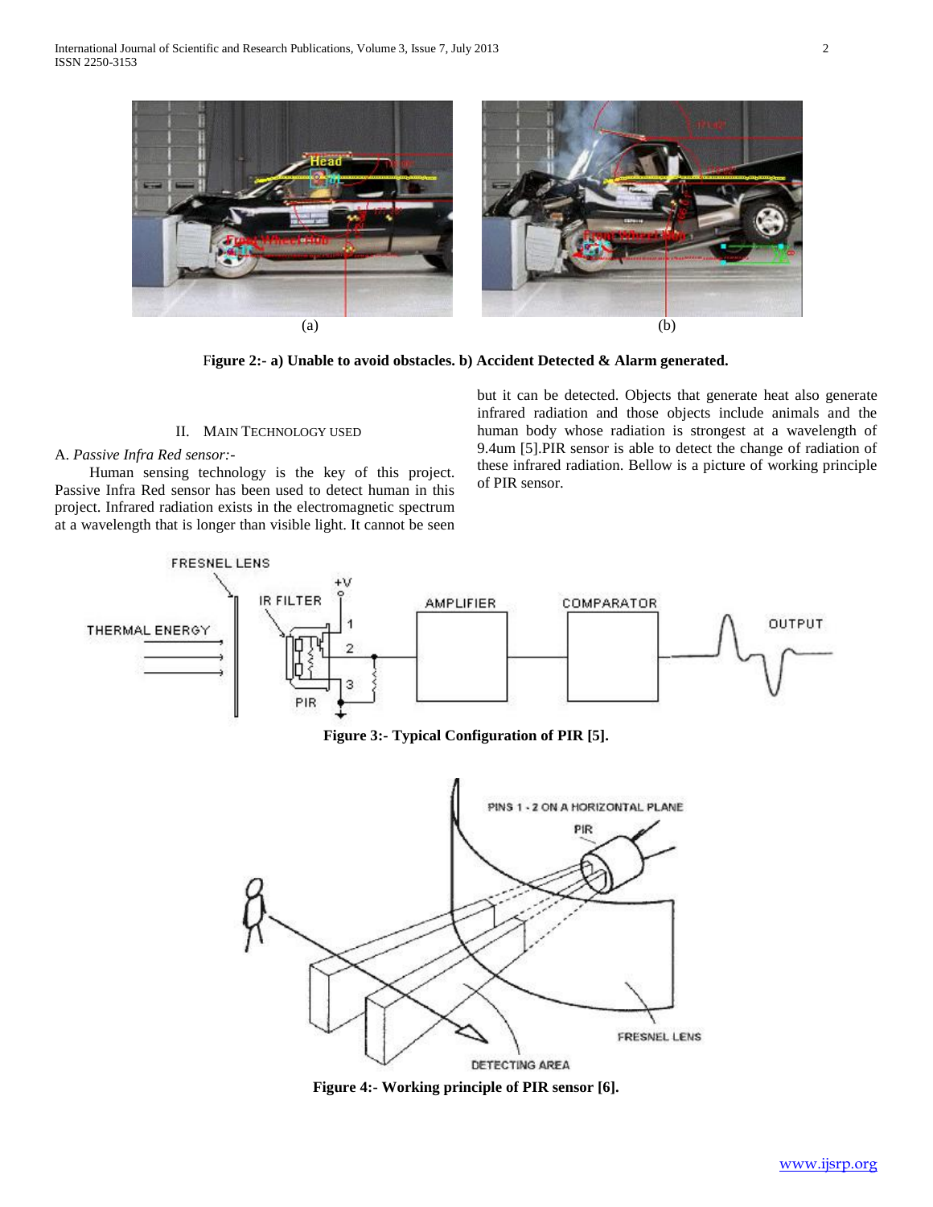(a) (b)

**Figure 2:- a) Unable to avoid obstacles. b) Accident Detected & Alarm generated.**

## II. Main Technology used

### A. *Passive Infra Red sensor:-*

Human sensing technology is the key of this project. Passive Infra Red sensor has been used to detect human in this project. Infrared radiation exists in the electromagnetic spectrum at a wavelength that is longer than visible light. It cannot be seen but it can be detected. Objects that generate heat also generate infrared radiation and those objects include animals and the human body whose radiation is strongest at a wavelength of 9.4um [5].PIR sensor is able to detect the change of radiation of these infrared radiation. Bellow is a picture of working principle of PIR sensor.

**Figure 3:- Typical Configuration of PIR [5].**

**Figure 4:- Working principle of PIR sensor [6].**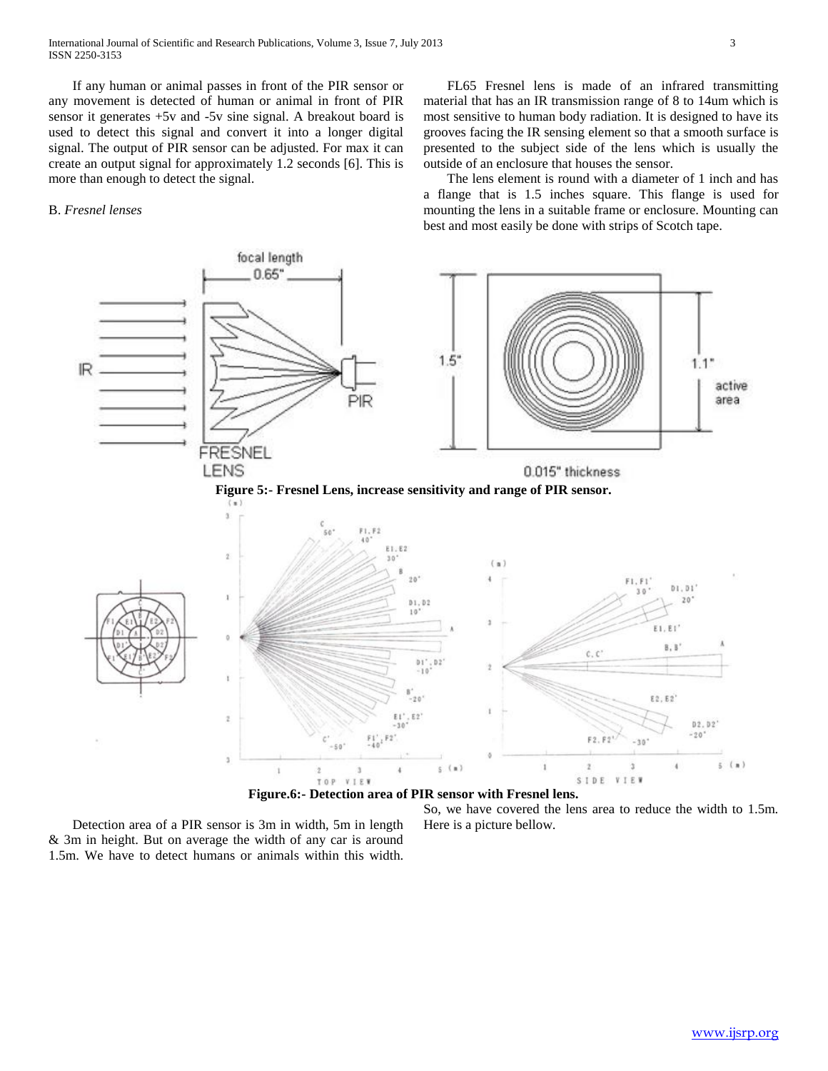If any human or animal passes in front of the PIR sensor or any movement is detected of human or animal in front of PIR sensor it generates +5v and -5v sine signal. A breakout board is used to detect this signal and convert it into a longer digital signal. The output of PIR sensor can be adjusted. For max it can create an output signal for approximately 1.2 seconds [6]. This is more than enough to detect the signal.

B. *Fresnel lenses*

FL65 Fresnel lens is made of an infrared transmitting material that has an IR transmission range of 8 to 14um which is most sensitive to human body radiation. It is designed to have its grooves facing the IR sensing element so that a smooth surface is presented to the subject side of the lens which is usually the outside of an enclosure that houses the sensor.

The lens element is round with a diameter of 1 inch and has a flange that is 1.5 inches square. This flange is used for mounting the lens in a suitable frame or enclosure. Mounting can best and most easily be done with strips of Scotch tape.

**Figure 5:- Fresnel Lens, increase sensitivity and range of PIR sensor.**

**Figure.6:- Detection area of PIR sensor with Fresnel lens.**

Detection area of a PIR sensor is 3m in width, 5m in length & 3m in height. But on average the width of any car is around 1.5m. We have to detect humans or animals within this width. So, we have covered the lens area to reduce the width to 1.5m. Here is a picture bellow.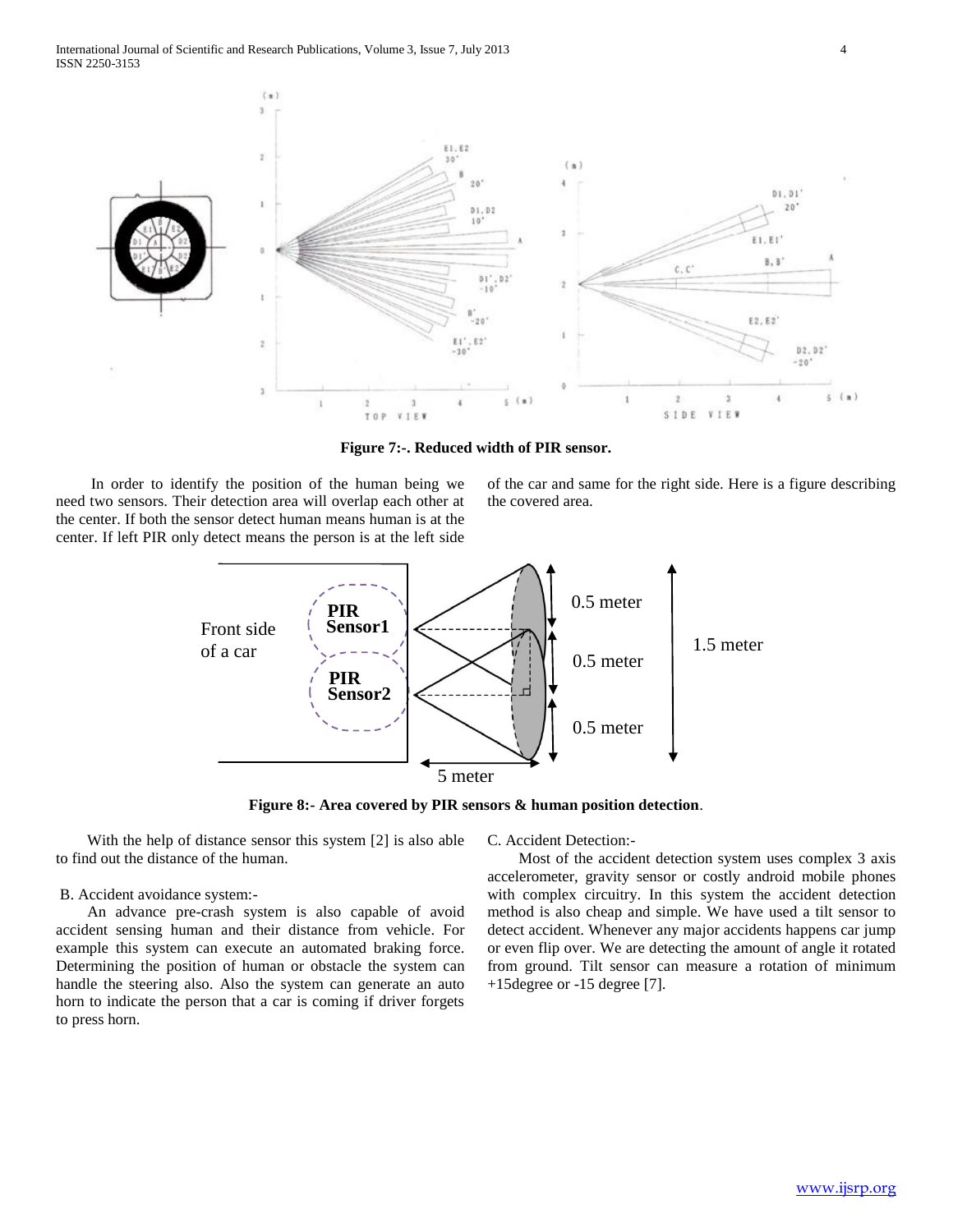**Figure 7:-. Reduced width of PIR sensor.**

In order to identify the position of the human being we need two sensors. Their detection area will overlap each other at the center. If both the sensor detect human means human is at the center. If left PIR only detect means the person is at the left side of the car and same for the right side. Here is a figure describing the covered area.

**Figure 8:- Area covered by PIR sensors & human position detection**.

With the help of distance sensor this system [2] is also able to find out the distance of the human.

B. Accident avoidance system:-

An advance pre-crash system is also capable of avoid accident sensing human and their distance from vehicle. For example this system can execute an automated braking force. Determining the position of human or obstacle the system can handle the steering also. Also the system can generate an auto horn to indicate the person that a car is coming if driver forgets to press horn.

C. Accident Detection:-

Most of the accident detection system uses complex 3 axis accelerometer, gravity sensor or costly android mobile phones with complex circuitry. In this system the accident detection method is also cheap and simple. We have used a tilt sensor to detect accident. Whenever any major accidents happens car jump or even flip over. We are detecting the amount of angle it rotated from ground. Tilt sensor can measure a rotation of minimum +15degree or -15 degree [7].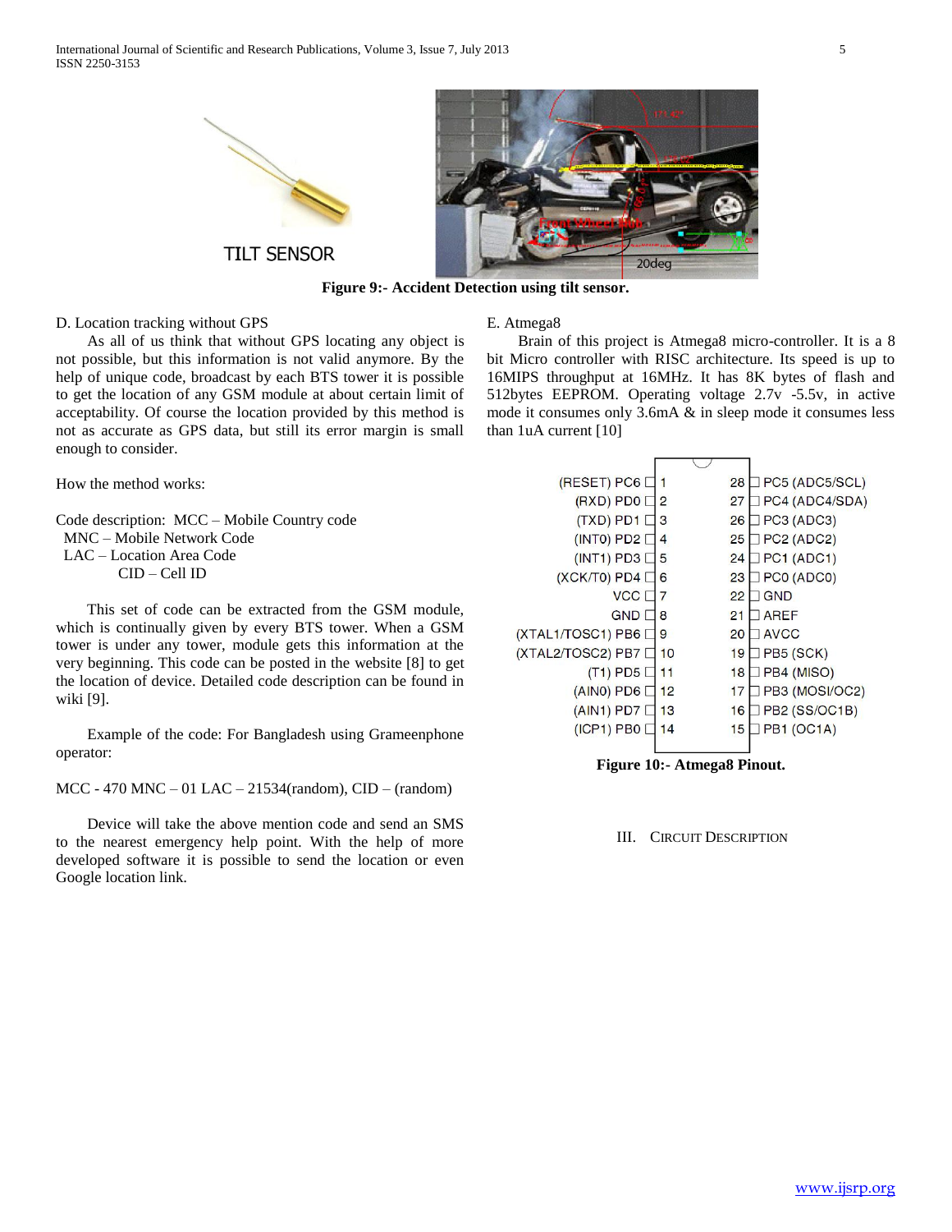TILT SENSOR

**Figure 9:- Accident Detection using tilt sensor.**

D. Location tracking without GPS

As all of us think that without GPS locating any object is not possible, but this information is not valid anymore. By the help of unique code, broadcast by each BTS tower it is possible to get the location of any GSM module at about certain limit of acceptability. Of course the location provided by this method is not as accurate as GPS data, but still its error margin is small enough to consider.

How the method works:

Code description: MCC – Mobile Country code
MNC – Mobile Network Code
LAC – Location Area Code
CID – Cell ID

This set of code can be extracted from the GSM module, which is continually given by every BTS tower. When a GSM tower is under any tower, module gets this information at the very beginning. This code can be posted in the website [8] to get the location of device. Detailed code description can be found in wiki [9].

Example of the code: For Bangladesh using Grameenphone operator:

MCC - 470 MNC – 01 LAC – 21534(random), CID – (random)

Device will take the above mention code and send an SMS to the nearest emergency help point. With the help of more developed software it is possible to send the location or even Google location link.

E. Atmega8

Brain of this project is Atmega8 micro-controller. It is a 8 bit Micro controller with RISC architecture. Its speed is up to 16MIPS throughput at 16MHz. It has 8K bytes of flash and 512bytes EEPROM. Operating voltage 2.7v -5.5v, in active mode it consumes only 3.6mA & in sleep mode it consumes less than 1uA current [10]

| Left pin name | Pin | Pin | Right pin name |
|---|---|---|---|
| (RESET) PC6 | 1 | 28 | PC5 (ADC5/SCL) |
| (RXD) PD0 | 2 | 27 | PC4 (ADC4/SDA) |
| (TXD) PD1 | 3 | 26 | PC3 (ADC3) |
| (INT0) PD2 | 4 | 25 | PC2 (ADC2) |
| (INT1) PD3 | 5 | 24 | PC1 (ADC1) |
| (XCK/T0) PD4 | 6 | 23 | PC0 (ADC0) |
| VCC | 7 | 22 | GND |
| GND | 8 | 21 | AREF |
| (XTAL1/TOSC1) PB6 | 9 | 20 | AVCC |
| (XTAL2/TOSC2) PB7 | 10 | 19 | PB5 (SCK) |
| (T1) PD5 | 11 | 18 | PB4 (MISO) |
| (AIN0) PD6 | 12 | 17 | PB3 (MOSI/OC2) |
| (AIN1) PD7 | 13 | 16 | PB2 (SS/OC1B) |
| (ICP1) PB0 | 14 | 15 | PB1 (OC1A) |

**Figure 10:- Atmega8 Pinout.**

## III. Circuit Description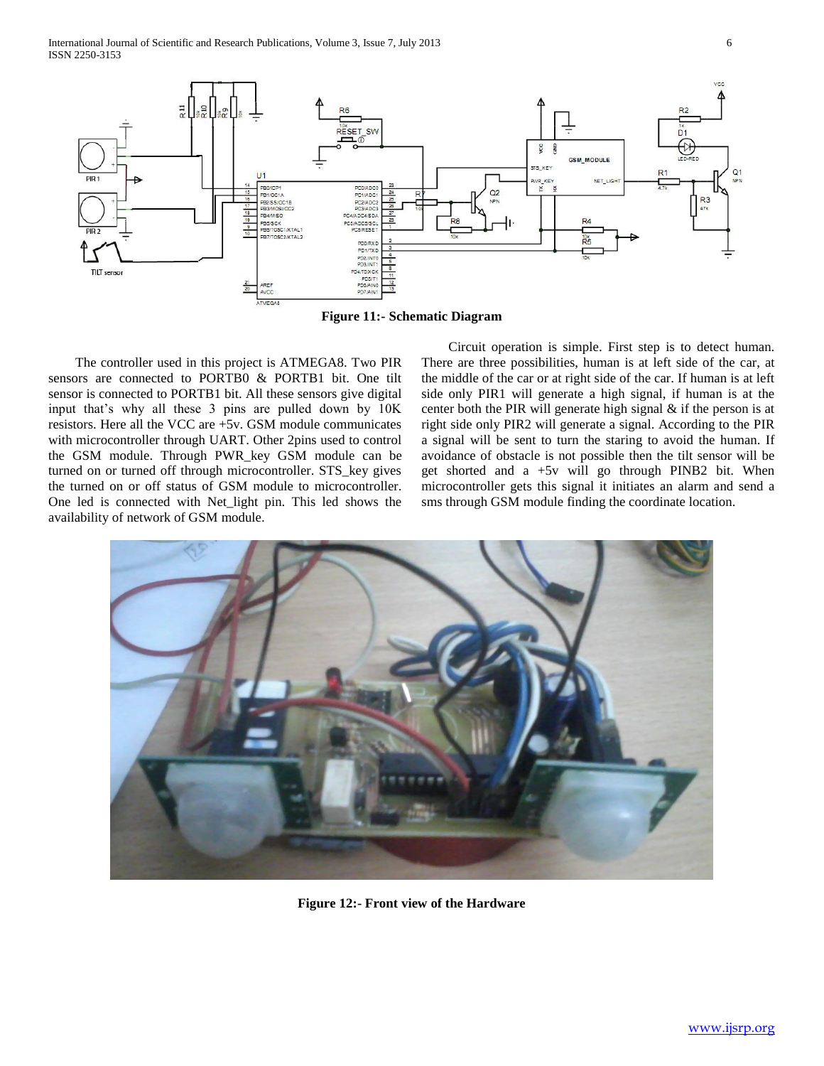Figure 11:- Schematic Diagram

The controller used in this project is ATMEGA8. Two PIR sensors are connected to PORTB0 & PORTB1 bit. One tilt sensor is connected to PORTB1 bit. All these sensors give digital input that's why all these 3 pins are pulled down by 10K resistors. Here all the VCC are +5v. GSM module communicates with microcontroller through UART. Other 2pins used to control the GSM module. Through PWR_key GSM module can be turned on or turned off through microcontroller. STS_key gives the turned on or off status of GSM module to microcontroller. One led is connected with Net_light pin. This led shows the availability of network of GSM module.

Circuit operation is simple. First step is to detect human. There are three possibilities, human is at left side of the car, at the middle of the car or at right side of the car. If human is at left side only PIR1 will generate a high signal, if human is at the center both the PIR will generate high signal & if the person is at right side only PIR2 will generate a signal. According to the PIR a signal will be sent to turn the staring to avoid the human. If avoidance of obstacle is not possible then the tilt sensor will be get shorted and a +5v will go through PINB2 bit. When microcontroller gets this signal it initiates an alarm and send a sms through GSM module finding the coordinate location.

Figure 12:- Front view of the Hardware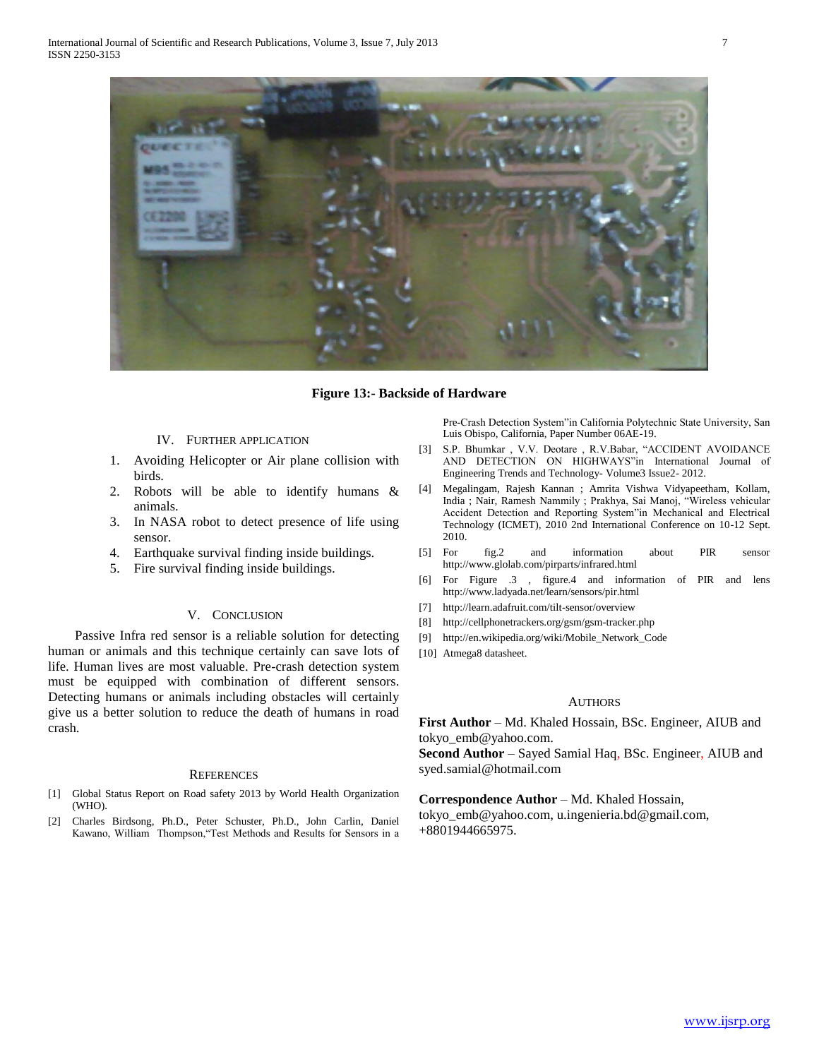**Figure 13:- Backside of Hardware**

## IV. Further Application

1. Avoiding Helicopter or Air plane collision with birds.
2. Robots will be able to identify humans & animals.
3. In NASA robot to detect presence of life using sensor.
4. Earthquake survival finding inside buildings.
5. Fire survival finding inside buildings.

## V. Conclusion

Passive Infra red sensor is a reliable solution for detecting human or animals and this technique certainly can save lots of life. Human lives are most valuable. Pre-crash detection system must be equipped with combination of different sensors. Detecting humans or animals including obstacles will certainly give us a better solution to reduce the death of humans in road crash.

## References

[1] Global Status Report on Road safety 2013 by World Health Organization (WHO).

[2] Charles Birdsong, Ph.D., Peter Schuster, Ph.D., John Carlin, Daniel Kawano, William Thompson,"Test Methods and Results for Sensors in a Pre-Crash Detection System"in California Polytechnic State University, San Luis Obispo, California, Paper Number 06AE-19.

[3] S.P. Bhumkar , V.V. Deotare , R.V.Babar, "ACCIDENT AVOIDANCE AND DETECTION ON HIGHWAYS"in International Journal of Engineering Trends and Technology- Volume3 Issue2- 2012.

[4] Megalingam, Rajesh Kannan ; Amrita Vishwa Vidyapeetham, Kollam, India ; Nair, Ramesh Nammily ; Prakhya, Sai Manoj, "Wireless vehicular Accident Detection and Reporting System"in Mechanical and Electrical Technology (ICMET), 2010 2nd International Conference on 10-12 Sept. 2010.

[5] For fig.2 and information about PIR sensor http://www.glolab.com/pirparts/infrared.html

[6] For Figure .3 , figure.4 and information of PIR and lens http://www.ladyada.net/learn/sensors/pir.html

[7] http://learn.adafruit.com/tilt-sensor/overview

[8] http://cellphonetrackers.org/gsm/gsm-tracker.php

[9] http://en.wikipedia.org/wiki/Mobile_Network_Code

[10] Atmega8 datasheet.

## Authors

**First Author** – Md. Khaled Hossain, BSc. Engineer, AIUB and tokyo_emb@yahoo.com.

**Second Author** – Sayed Samial Haq, BSc. Engineer, AIUB and syed.samial@hotmail.com

**Correspondence Author** – Md. Khaled Hossain, tokyo_emb@yahoo.com, u.ingenieria.bd@gmail.com, +8801944665975.